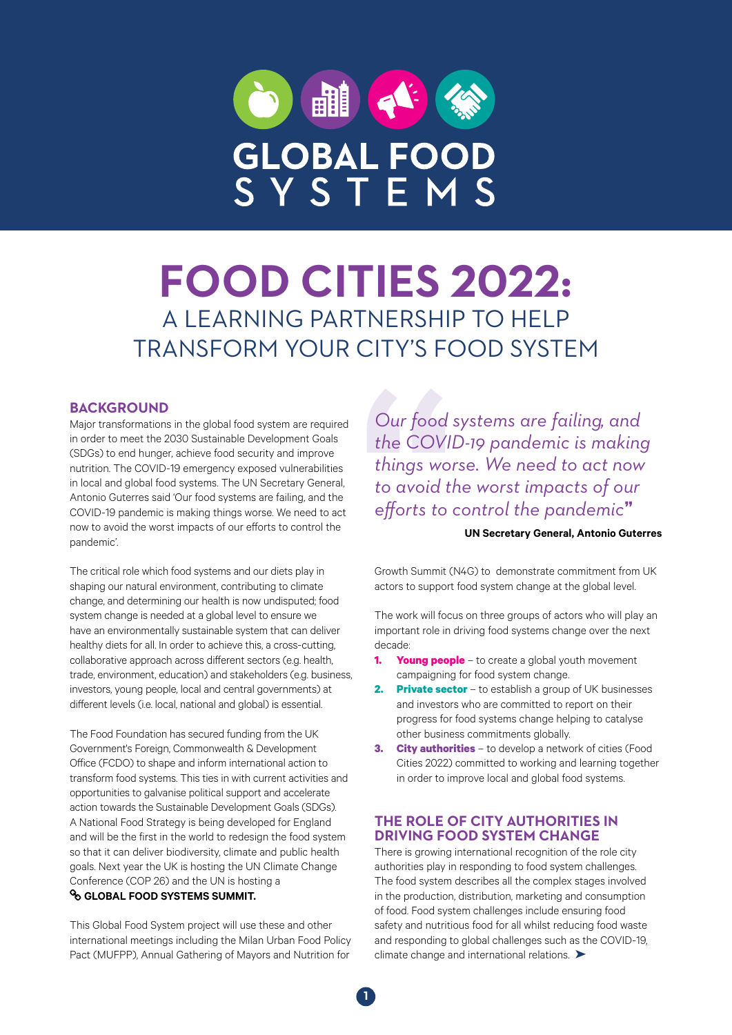# GLOBAL FOOD SYSTEMS

# FOOD CITIES 2022:

## A LEARNING PARTNERSHIP TO HELP TRANSFORM YOUR CITY'S FOOD SYSTEM

### BACKGROUND

Major transformations in the global food system are required in order to meet the 2030 Sustainable Development Goals (SDGs) to end hunger, achieve food security and improve nutrition. The COVID-19 emergency exposed vulnerabilities in local and global food systems. The UN Secretary General, Antonio Guterres said 'Our food systems are failing, and the COVID-19 pandemic is making things worse. We need to act now to avoid the worst impacts of our efforts to control the pandemic'.

The critical role which food systems and our diets play in shaping our natural environment, contributing to climate change, and determining our health is now undisputed; food system change is needed at a global level to ensure we have an environmentally sustainable system that can deliver healthy diets for all. In order to achieve this, a cross-cutting, collaborative approach across different sectors (e.g. health, trade, environment, education) and stakeholders (e.g. business, investors, young people, local and central governments) at different levels (i.e. local, national and global) is essential.

The Food Foundation has secured funding from the UK Government's Foreign, Commonwealth & Development Office (FCDO) to shape and inform international action to transform food systems. This ties in with current activities and opportunities to galvanise political support and accelerate action towards the Sustainable Development Goals (SDGs). A National Food Strategy is being developed for England and will be the first in the world to redesign the food system so that it can deliver biodiversity, climate and public health goals. Next year the UK is hosting the UN Climate Change Conference (COP 26) and the UN is hosting a **GLOBAL FOOD SYSTEMS SUMMIT.**

This Global Food System project will use these and other international meetings including the Milan Urban Food Policy Pact (MUFPP), Annual Gathering of Mayors and Nutrition for Growth Summit (N4G) to demonstrate commitment from UK actors to support food system change at the global level.

> *"Our food systems are failing, and the COVID-19 pandemic is making things worse. We need to act now to avoid the worst impacts of our efforts to control the pandemic"*
>
> **UN Secretary General, Antonio Guterres**

The work will focus on three groups of actors who will play an important role in driving food systems change over the next decade:

1. **Young people** – to create a global youth movement campaigning for food system change.
2. **Private sector** – to establish a group of UK businesses and investors who are committed to report on their progress for food systems change helping to catalyse other business commitments globally.
3. **City authorities** – to develop a network of cities (Food Cities 2022) committed to working and learning together in order to improve local and global food systems.

### THE ROLE OF CITY AUTHORITIES IN DRIVING FOOD SYSTEM CHANGE

There is growing international recognition of the role city authorities play in responding to food system challenges. The food system describes all the complex stages involved in the production, distribution, marketing and consumption of food. Food system challenges include ensuring food safety and nutritious food for all whilst reducing food waste and responding to global challenges such as the COVID-19, climate change and international relations.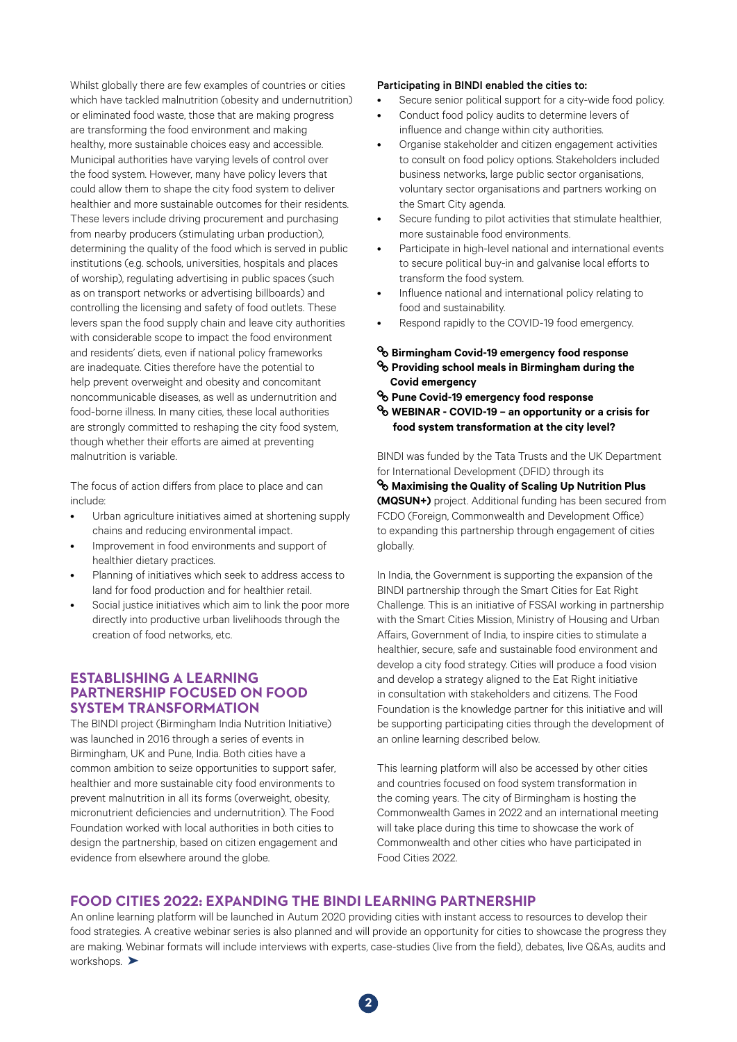Whilst globally there are few examples of countries or cities which have tackled malnutrition (obesity and undernutrition) or eliminated food waste, those that are making progress are transforming the food environment and making healthy, more sustainable choices easy and accessible. Municipal authorities have varying levels of control over the food system. However, many have policy levers that could allow them to shape the city food system to deliver healthier and more sustainable outcomes for their residents. These levers include driving procurement and purchasing from nearby producers (stimulating urban production), determining the quality of the food which is served in public institutions (e.g. schools, universities, hospitals and places of worship), regulating advertising in public spaces (such as on transport networks or advertising billboards) and controlling the licensing and safety of food outlets. These levers span the food supply chain and leave city authorities with considerable scope to impact the food environment and residents' diets, even if national policy frameworks are inadequate. Cities therefore have the potential to help prevent overweight and obesity and concomitant noncommunicable diseases, as well as undernutrition and food-borne illness. In many cities, these local authorities are strongly committed to reshaping the city food system, though whether their efforts are aimed at preventing malnutrition is variable.

The focus of action differs from place to place and can include:

- Urban agriculture initiatives aimed at shortening supply chains and reducing environmental impact.
- Improvement in food environments and support of healthier dietary practices.
- Planning of initiatives which seek to address access to land for food production and for healthier retail.
- Social justice initiatives which aim to link the poor more directly into productive urban livelihoods through the creation of food networks, etc.

## ESTABLISHING A LEARNING PARTNERSHIP FOCUSED ON FOOD SYSTEM TRANSFORMATION

The BINDI project (Birmingham India Nutrition Initiative) was launched in 2016 through a series of events in Birmingham, UK and Pune, India. Both cities have a common ambition to seize opportunities to support safer, healthier and more sustainable city food environments to prevent malnutrition in all its forms (overweight, obesity, micronutrient deficiencies and undernutrition). The Food Foundation worked with local authorities in both cities to design the partnership, based on citizen engagement and evidence from elsewhere around the globe.

**Participating in BINDI enabled the cities to:**

- Secure senior political support for a city-wide food policy.
- Conduct food policy audits to determine levers of influence and change within city authorities.
- Organise stakeholder and citizen engagement activities to consult on food policy options. Stakeholders included business networks, large public sector organisations, voluntary sector organisations and partners working on the Smart City agenda.
- Secure funding to pilot activities that stimulate healthier, more sustainable food environments.
- Participate in high-level national and international events to secure political buy-in and galvanise local efforts to transform the food system.
- Influence national and international policy relating to food and sustainability.
- Respond rapidly to the COVID-19 food emergency.

**Birmingham Covid-19 emergency food response**
**Providing school meals in Birmingham during the Covid emergency**
**Pune Covid-19 emergency food response**
**WEBINAR - COVID-19 – an opportunity or a crisis for food system transformation at the city level?**

BINDI was funded by the Tata Trusts and the UK Department for International Development (DFID) through its **Maximising the Quality of Scaling Up Nutrition Plus (MQSUN+)** project. Additional funding has been secured from FCDO (Foreign, Commonwealth and Development Office) to expanding this partnership through engagement of cities globally.

In India, the Government is supporting the expansion of the BINDI partnership through the Smart Cities for Eat Right Challenge. This is an initiative of FSSAI working in partnership with the Smart Cities Mission, Ministry of Housing and Urban Affairs, Government of India, to inspire cities to stimulate a healthier, secure, safe and sustainable food environment and develop a city food strategy. Cities will produce a food vision and develop a strategy aligned to the Eat Right initiative in consultation with stakeholders and citizens. The Food Foundation is the knowledge partner for this initiative and will be supporting participating cities through the development of an online learning described below.

This learning platform will also be accessed by other cities and countries focused on food system transformation in the coming years. The city of Birmingham is hosting the Commonwealth Games in 2022 and an international meeting will take place during this time to showcase the work of Commonwealth and other cities who have participated in Food Cities 2022.

## FOOD CITIES 2022: EXPANDING THE BINDI LEARNING PARTNERSHIP

An online learning platform will be launched in Autum 2020 providing cities with instant access to resources to develop their food strategies. A creative webinar series is also planned and will provide an opportunity for cities to showcase the progress they are making. Webinar formats will include interviews with experts, case-studies (live from the field), debates, live Q&As, audits and workshops.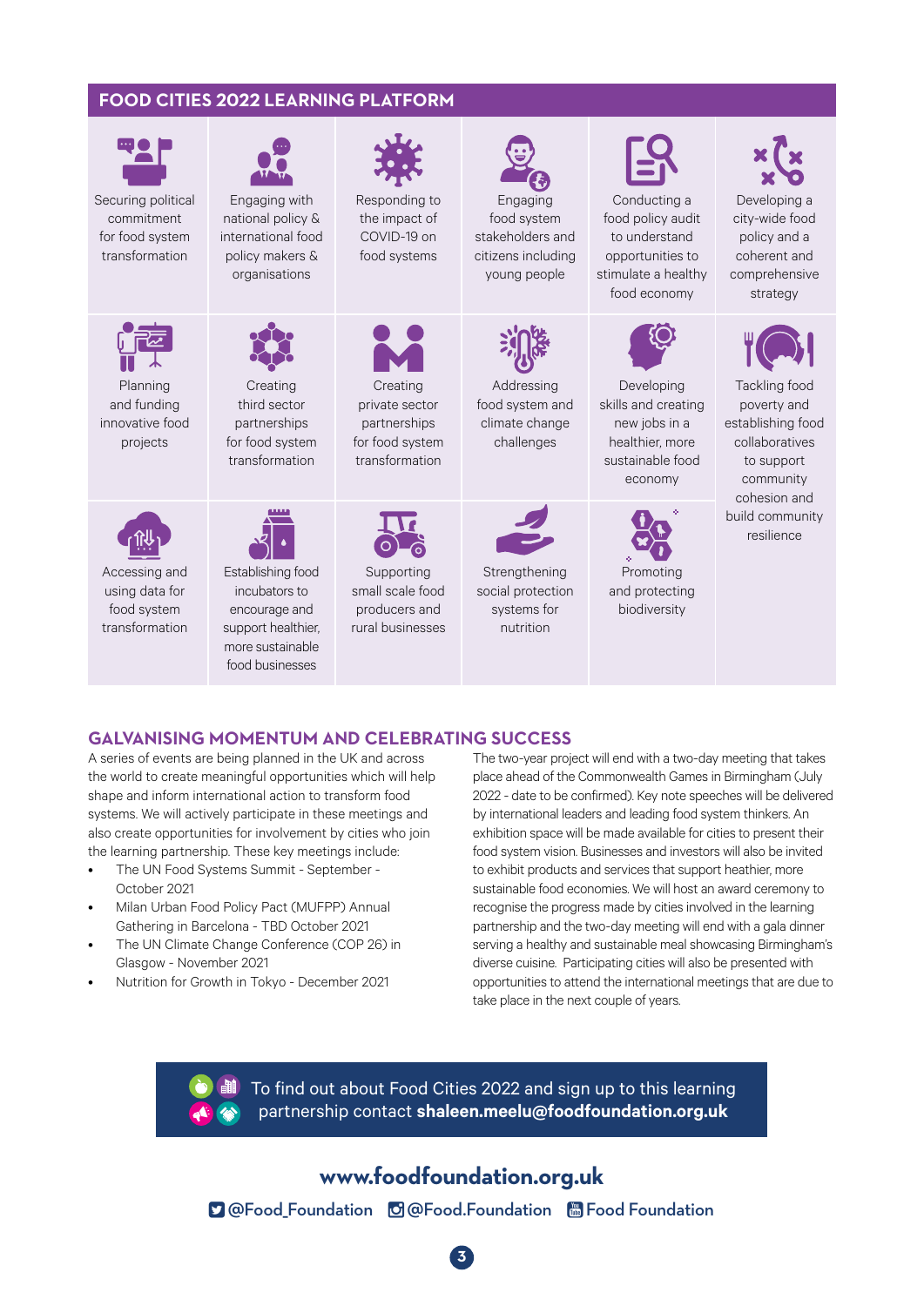## FOOD CITIES 2022 LEARNING PLATFORM

| | | | | | |
|---|---|---|---|---|---|
| Securing political commitment for food system transformation | Engaging with national policy & international food policy makers & organisations | Responding to the impact of COVID-19 on food systems | Engaging food system stakeholders and citizens including young people | Conducting a food policy audit to understand opportunities to stimulate a healthy food economy | Developing a city-wide food policy and a coherent and comprehensive strategy |
| Planning and funding innovative food projects | Creating third sector partnerships for food system transformation | Creating private sector partnerships for food system transformation | Addressing food system and climate change challenges | Developing skills and creating new jobs in a healthier, more sustainable food economy | Tackling food poverty and establishing food collaboratives to support community cohesion and build community resilience |
| Accessing and using data for food system transformation | Establishing food incubators to encourage and support healthier, more sustainable food businesses | Supporting small scale food producers and rural businesses | Strengthening social protection systems for nutrition | Promoting and protecting biodiversity | |

## GALVANISING MOMENTUM AND CELEBRATING SUCCESS

A series of events are being planned in the UK and across the world to create meaningful opportunities which will help shape and inform international action to transform food systems. We will actively participate in these meetings and also create opportunities for involvement by cities who join the learning partnership. These key meetings include:

- The UN Food Systems Summit - September - October 2021
- Milan Urban Food Policy Pact (MUFPP) Annual Gathering in Barcelona - TBD October 2021
- The UN Climate Change Conference (COP 26) in Glasgow - November 2021
- Nutrition for Growth in Tokyo - December 2021

The two-year project will end with a two-day meeting that takes place ahead of the Commonwealth Games in Birmingham (July 2022 - date to be confirmed). Key note speeches will be delivered by international leaders and leading food system thinkers. An exhibition space will be made available for cities to present their food system vision. Businesses and investors will also be invited to exhibit products and services that support heathier, more sustainable food economies. We will host an award ceremony to recognise the progress made by cities involved in the learning partnership and the two-day meeting will end with a gala dinner serving a healthy and sustainable meal showcasing Birmingham's diverse cuisine. Participating cities will also be presented with opportunities to attend the international meetings that are due to take place in the next couple of years.

To find out about Food Cities 2022 and sign up to this learning partnership contact **shaleen.meelu@foodfoundation.org.uk**

**www.foodfoundation.org.uk**

@Food_Foundation @Food.Foundation Food Foundation